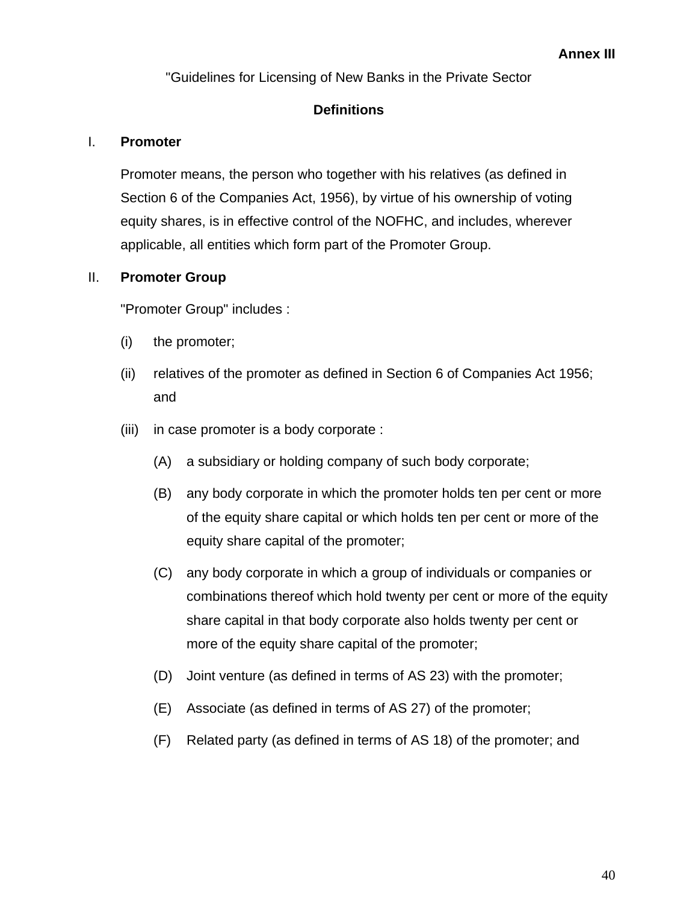**Annex III**

"Guidelines for Licensing of New Banks in the Private Sector

## Definitions

### I. Promoter

Promoter means, the person who together with his relatives (as defined in Section 6 of the Companies Act, 1956), by virtue of his ownership of voting equity shares, is in effective control of the NOFHC, and includes, wherever applicable, all entities which form part of the Promoter Group.

### II. Promoter Group

"Promoter Group" includes :

(i) the promoter;

(ii) relatives of the promoter as defined in Section 6 of Companies Act 1956; and

(iii) in case promoter is a body corporate :

- (A) a subsidiary or holding company of such body corporate;
- (B) any body corporate in which the promoter holds ten per cent or more of the equity share capital or which holds ten per cent or more of the equity share capital of the promoter;
- (C) any body corporate in which a group of individuals or companies or combinations thereof which hold twenty per cent or more of the equity share capital in that body corporate also holds twenty per cent or more of the equity share capital of the promoter;
- (D) Joint venture (as defined in terms of AS 23) with the promoter;
- (E) Associate (as defined in terms of AS 27) of the promoter;
- (F) Related party (as defined in terms of AS 18) of the promoter; and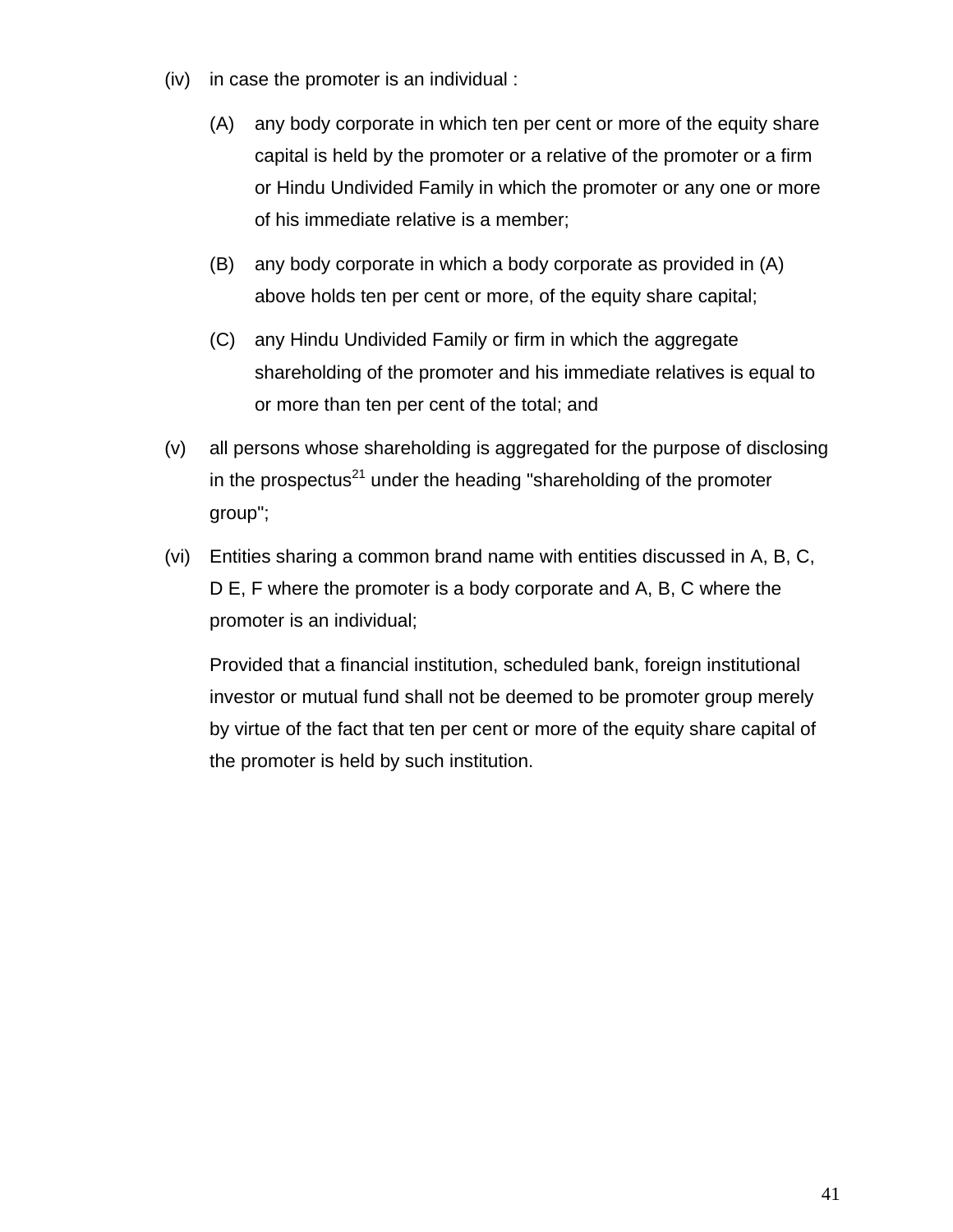(iv) in case the promoter is an individual :

  (A) any body corporate in which ten per cent or more of the equity share capital is held by the promoter or a relative of the promoter or a firm or Hindu Undivided Family in which the promoter or any one or more of his immediate relative is a member;

  (B) any body corporate in which a body corporate as provided in (A) above holds ten per cent or more, of the equity share capital;

  (C) any Hindu Undivided Family or firm in which the aggregate shareholding of the promoter and his immediate relatives is equal to or more than ten per cent of the total; and

(v) all persons whose shareholding is aggregated for the purpose of disclosing in the prospectus[21] under the heading "shareholding of the promoter group";

(vi) Entities sharing a common brand name with entities discussed in A, B, C, D E, F where the promoter is a body corporate and A, B, C where the promoter is an individual;

Provided that a financial institution, scheduled bank, foreign institutional investor or mutual fund shall not be deemed to be promoter group merely by virtue of the fact that ten per cent or more of the equity share capital of the promoter is held by such institution.